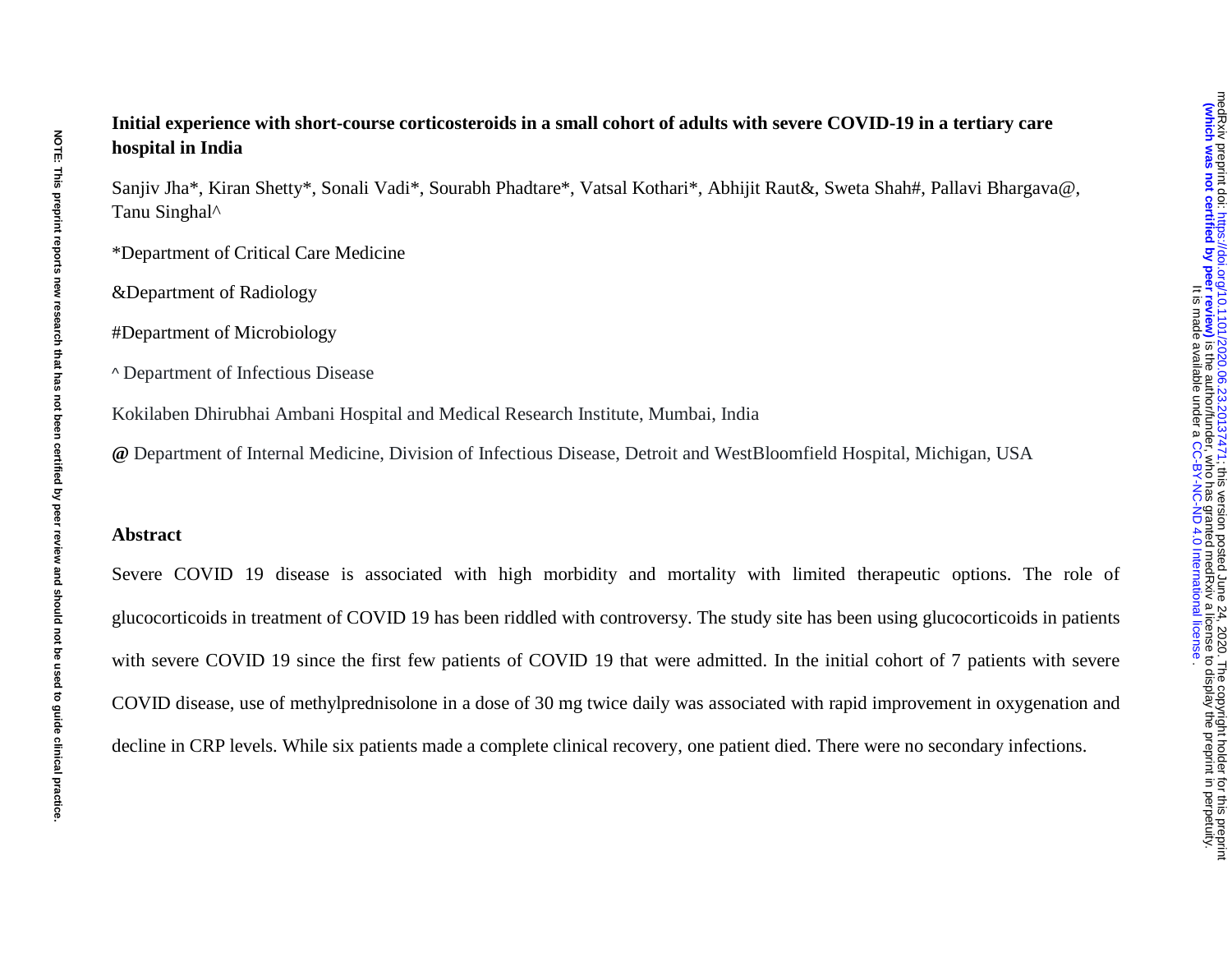**Initial experience with short-course corticosteroids in a small cohort of adults with severe COVID-19 in a tertiary care hospital in India**

Sanjiv Jha*, Kiran Shetty*, Sonali Vadi*, Sourabh Phadtare*, Vatsal Kothari*, Abhijit Raut&, Sweta Shah#, Pallavi Bhargava@, Tanu Singhal^

*Department of Critical Care Medicine

&Department of Radiology

#Department of Microbiology

^ Department of Infectious Disease

Kokilaben Dhirubhai Ambani Hospital and Medical Research Institute, Mumbai, India

**@** Department of Internal Medicine, Division of Infectious Disease, Detroit and WestBloomfield Hospital, Michigan, USA

## Abstract

Severe COVID 19 disease is associated with high morbidity and mortality with limited therapeutic options. The role of glucocorticoids in treatment of COVID 19 has been riddled with controversy. The study site has been using glucocorticoids in patients with severe COVID 19 since the first few patients of COVID 19 that were admitted. In the initial cohort of 7 patients with severe COVID disease, use of methylprednisolone in a dose of 30 mg twice daily was associated with rapid improvement in oxygenation and decline in CRP levels. While six patients made a complete clinical recovery, one patient died. There were no secondary infections.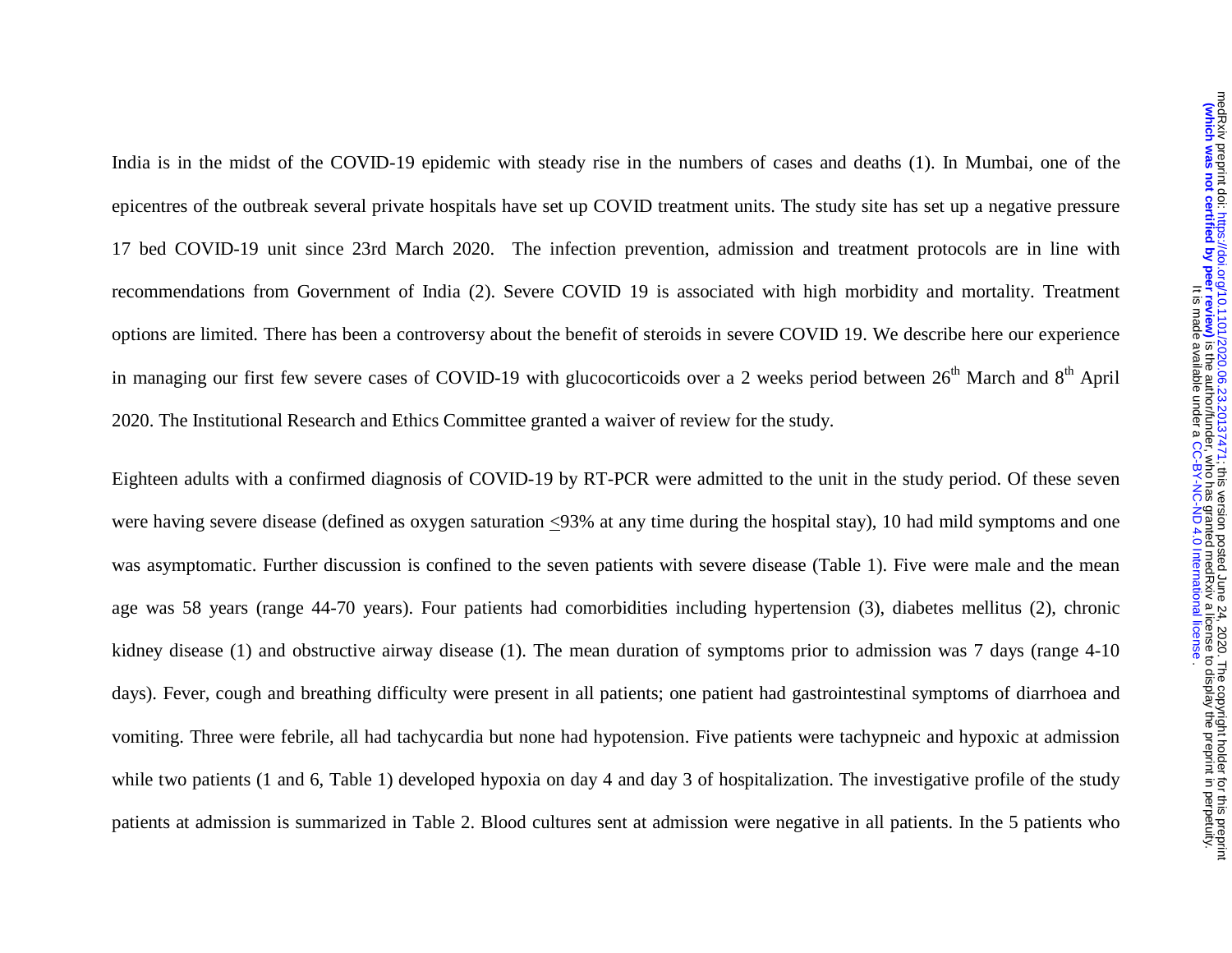India is in the midst of the COVID-19 epidemic with steady rise in the numbers of cases and deaths (1). In Mumbai, one of the epicentres of the outbreak several private hospitals have set up COVID treatment units. The study site has set up a negative pressure 17 bed COVID-19 unit since 23rd March 2020. The infection prevention, admission and treatment protocols are in line with recommendations from Government of India (2). Severe COVID 19 is associated with high morbidity and mortality. Treatment options are limited. There has been a controversy about the benefit of steroids in severe COVID 19. We describe here our experience in managing our first few severe cases of COVID-19 with glucocorticoids over a 2 weeks period between 26th March and 8th April 2020. The Institutional Research and Ethics Committee granted a waiver of review for the study.

Eighteen adults with a confirmed diagnosis of COVID-19 by RT-PCR were admitted to the unit in the study period. Of these seven were having severe disease (defined as oxygen saturation ≤93% at any time during the hospital stay), 10 had mild symptoms and one was asymptomatic. Further discussion is confined to the seven patients with severe disease (Table 1). Five were male and the mean age was 58 years (range 44-70 years). Four patients had comorbidities including hypertension (3), diabetes mellitus (2), chronic kidney disease (1) and obstructive airway disease (1). The mean duration of symptoms prior to admission was 7 days (range 4-10 days). Fever, cough and breathing difficulty were present in all patients; one patient had gastrointestinal symptoms of diarrhoea and vomiting. Three were febrile, all had tachycardia but none had hypotension. Five patients were tachypneic and hypoxic at admission while two patients (1 and 6, Table 1) developed hypoxia on day 4 and day 3 of hospitalization. The investigative profile of the study patients at admission is summarized in Table 2. Blood cultures sent at admission were negative in all patients. In the 5 patients who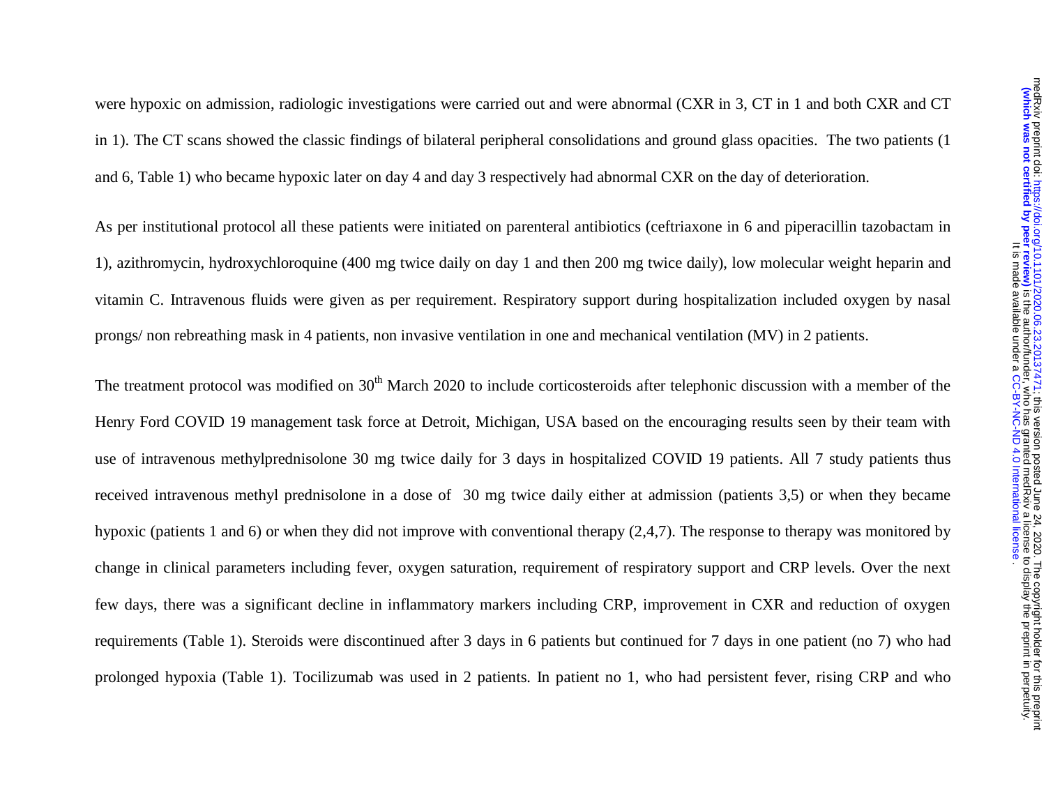were hypoxic on admission, radiologic investigations were carried out and were abnormal (CXR in 3, CT in 1 and both CXR and CT in 1). The CT scans showed the classic findings of bilateral peripheral consolidations and ground glass opacities. The two patients (1 and 6, Table 1) who became hypoxic later on day 4 and day 3 respectively had abnormal CXR on the day of deterioration.

As per institutional protocol all these patients were initiated on parenteral antibiotics (ceftriaxone in 6 and piperacillin tazobactam in 1), azithromycin, hydroxychloroquine (400 mg twice daily on day 1 and then 200 mg twice daily), low molecular weight heparin and vitamin C. Intravenous fluids were given as per requirement. Respiratory support during hospitalization included oxygen by nasal prongs/ non rebreathing mask in 4 patients, non invasive ventilation in one and mechanical ventilation (MV) in 2 patients.

The treatment protocol was modified on 30th March 2020 to include corticosteroids after telephonic discussion with a member of the Henry Ford COVID 19 management task force at Detroit, Michigan, USA based on the encouraging results seen by their team with use of intravenous methylprednisolone 30 mg twice daily for 3 days in hospitalized COVID 19 patients. All 7 study patients thus received intravenous methyl prednisolone in a dose of 30 mg twice daily either at admission (patients 3,5) or when they became hypoxic (patients 1 and 6) or when they did not improve with conventional therapy (2,4,7). The response to therapy was monitored by change in clinical parameters including fever, oxygen saturation, requirement of respiratory support and CRP levels. Over the next few days, there was a significant decline in inflammatory markers including CRP, improvement in CXR and reduction of oxygen requirements (Table 1). Steroids were discontinued after 3 days in 6 patients but continued for 7 days in one patient (no 7) who had prolonged hypoxia (Table 1). Tocilizumab was used in 2 patients. In patient no 1, who had persistent fever, rising CRP and who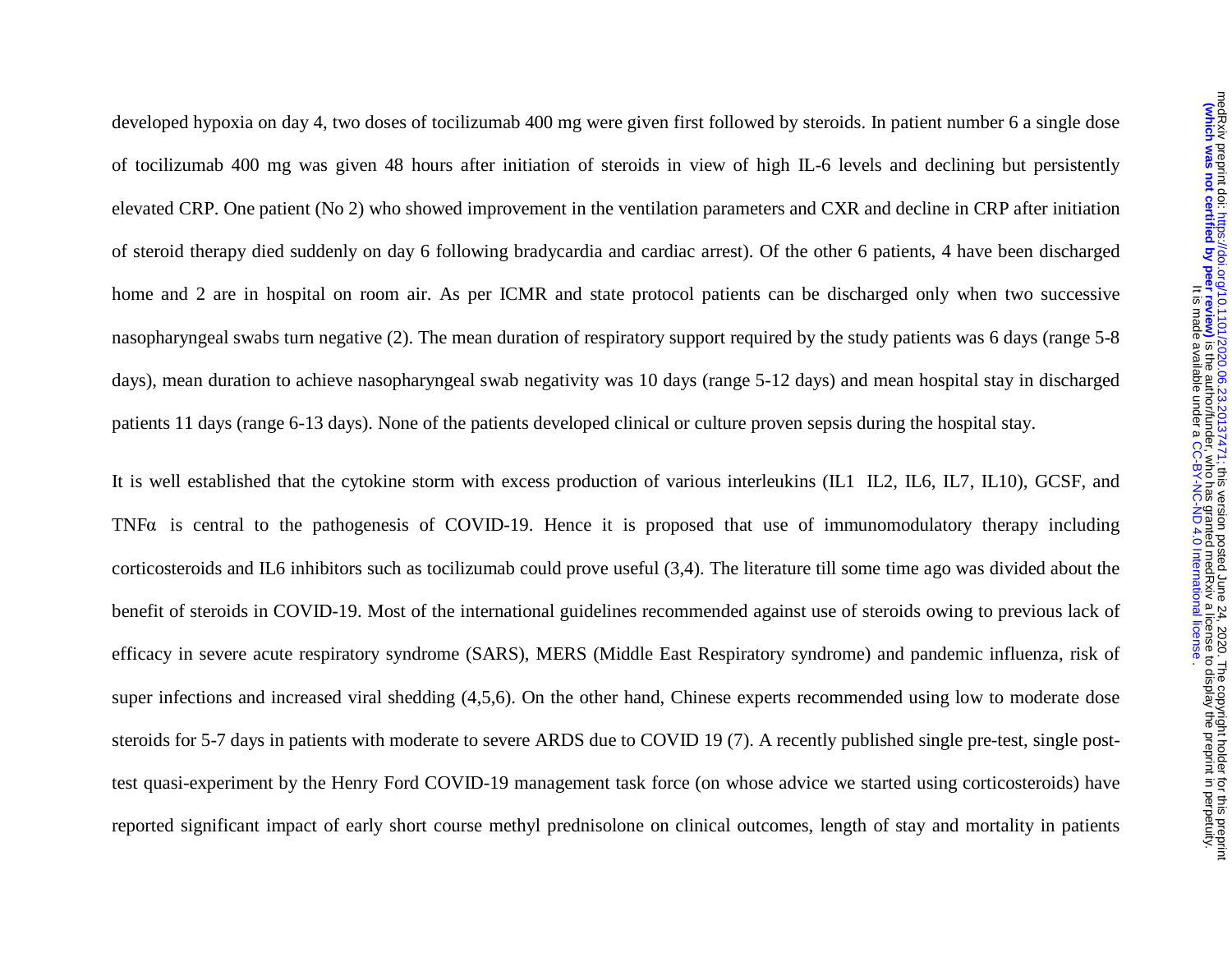developed hypoxia on day 4, two doses of tocilizumab 400 mg were given first followed by steroids. In patient number 6 a single dose of tocilizumab 400 mg was given 48 hours after initiation of steroids in view of high IL-6 levels and declining but persistently elevated CRP. One patient (No 2) who showed improvement in the ventilation parameters and CXR and decline in CRP after initiation of steroid therapy died suddenly on day 6 following bradycardia and cardiac arrest). Of the other 6 patients, 4 have been discharged home and 2 are in hospital on room air. As per ICMR and state protocol patients can be discharged only when two successive nasopharyngeal swabs turn negative (2). The mean duration of respiratory support required by the study patients was 6 days (range 5-8 days), mean duration to achieve nasopharyngeal swab negativity was 10 days (range 5-12 days) and mean hospital stay in discharged patients 11 days (range 6-13 days). None of the patients developed clinical or culture proven sepsis during the hospital stay.

It is well established that the cytokine storm with excess production of various interleukins (IL1 IL2, IL6, IL7, IL10), GCSF, and TNFα is central to the pathogenesis of COVID-19. Hence it is proposed that use of immunomodulatory therapy including corticosteroids and IL6 inhibitors such as tocilizumab could prove useful (3,4). The literature till some time ago was divided about the benefit of steroids in COVID-19. Most of the international guidelines recommended against use of steroids owing to previous lack of efficacy in severe acute respiratory syndrome (SARS), MERS (Middle East Respiratory syndrome) and pandemic influenza, risk of super infections and increased viral shedding (4,5,6). On the other hand, Chinese experts recommended using low to moderate dose steroids for 5-7 days in patients with moderate to severe ARDS due to COVID 19 (7). A recently published single pre-test, single post-test quasi-experiment by the Henry Ford COVID-19 management task force (on whose advice we started using corticosteroids) have reported significant impact of early short course methyl prednisolone on clinical outcomes, length of stay and mortality in patients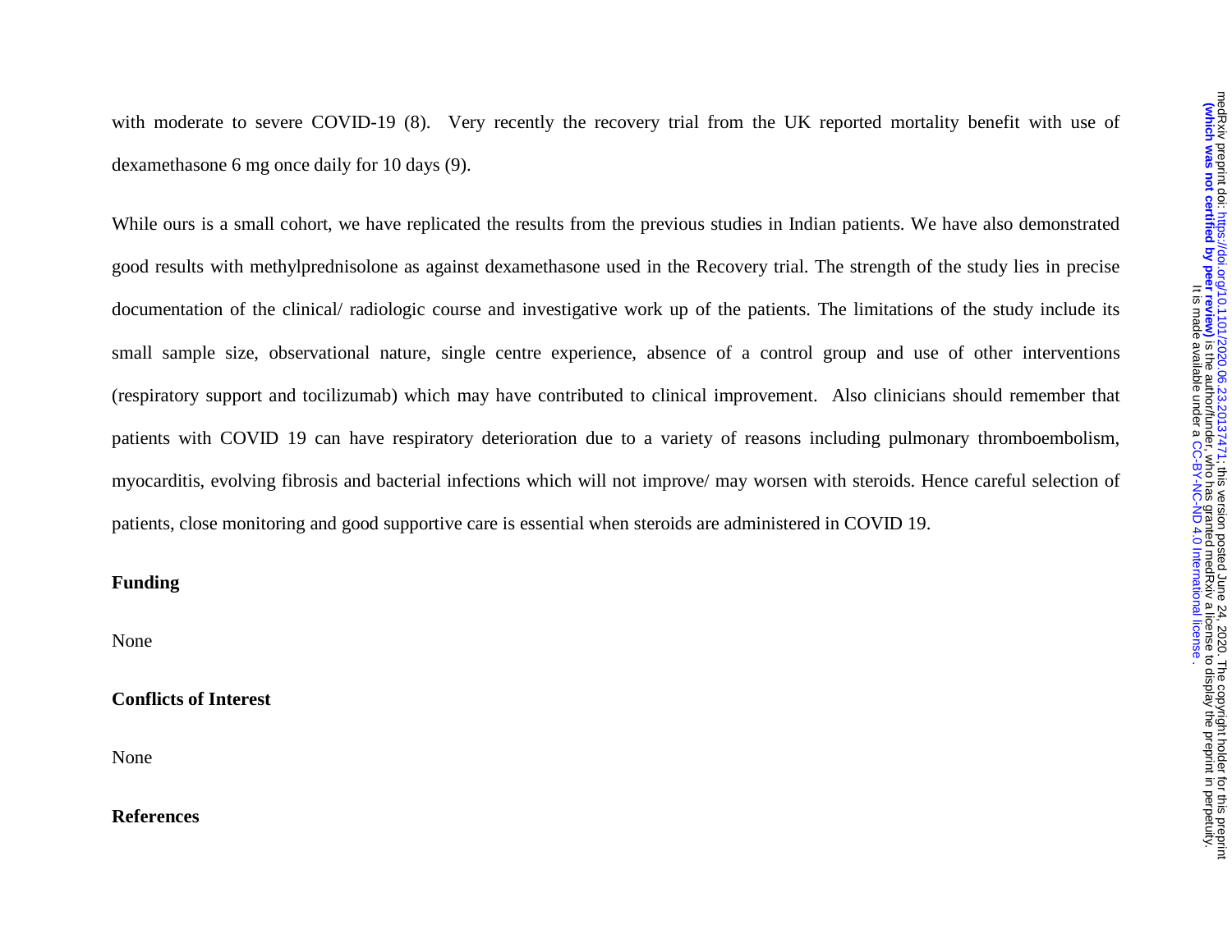with moderate to severe COVID-19 (8). Very recently the recovery trial from the UK reported mortality benefit with use of dexamethasone 6 mg once daily for 10 days (9).

While ours is a small cohort, we have replicated the results from the previous studies in Indian patients. We have also demonstrated good results with methylprednisolone as against dexamethasone used in the Recovery trial. The strength of the study lies in precise documentation of the clinical/ radiologic course and investigative work up of the patients. The limitations of the study include its small sample size, observational nature, single centre experience, absence of a control group and use of other interventions (respiratory support and tocilizumab) which may have contributed to clinical improvement. Also clinicians should remember that patients with COVID 19 can have respiratory deterioration due to a variety of reasons including pulmonary thromboembolism, myocarditis, evolving fibrosis and bacterial infections which will not improve/ may worsen with steroids. Hence careful selection of patients, close monitoring and good supportive care is essential when steroids are administered in COVID 19.

**Funding**

None

**Conflicts of Interest**

None

**References**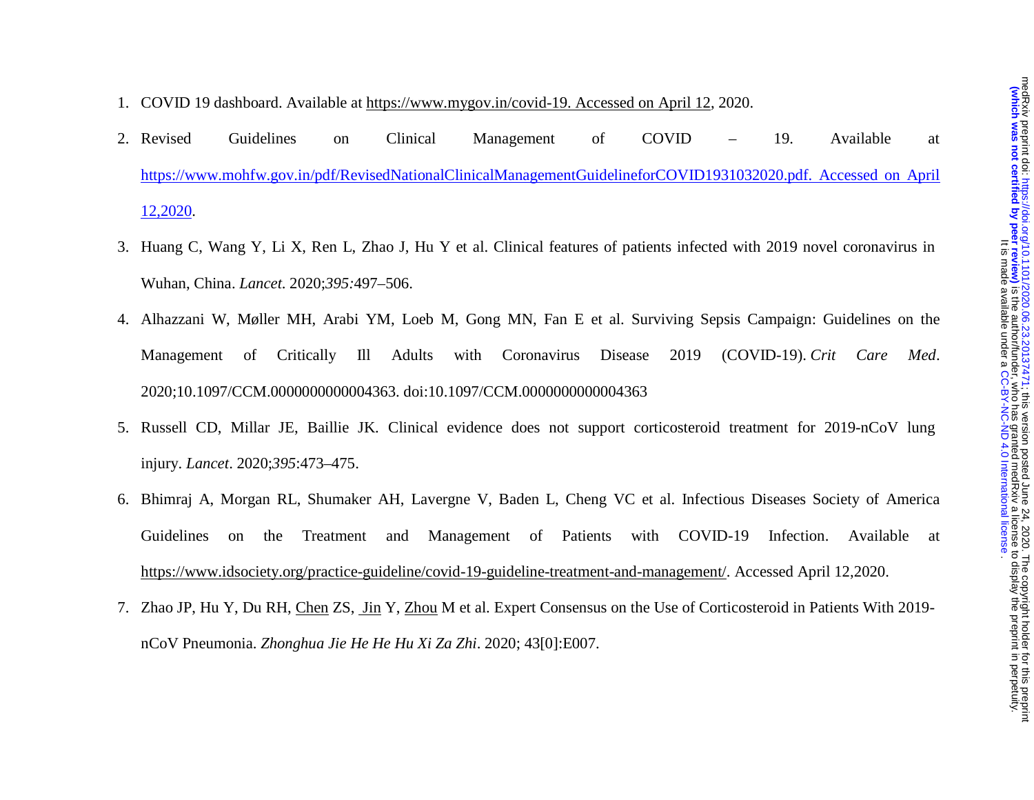1. COVID 19 dashboard. Available at https://www.mygov.in/covid-19. Accessed on April 12, 2020.
2. Revised Guidelines on Clinical Management of COVID – 19. Available at https://www.mohfw.gov.in/pdf/RevisedNationalClinicalManagementGuidelineforCOVID1931032020.pdf. Accessed on April 12,2020.
3. Huang C, Wang Y, Li X, Ren L, Zhao J, Hu Y et al. Clinical features of patients infected with 2019 novel coronavirus in Wuhan, China. *Lancet*. 2020;*395:*497–506.
4. Alhazzani W, Møller MH, Arabi YM, Loeb M, Gong MN, Fan E et al. Surviving Sepsis Campaign: Guidelines on the Management of Critically Ill Adults with Coronavirus Disease 2019 (COVID-19). *Crit Care Med*. 2020;10.1097/CCM.0000000000004363. doi:10.1097/CCM.0000000000004363
5. Russell CD, Millar JE, Baillie JK. Clinical evidence does not support corticosteroid treatment for 2019-nCoV lung injury. *Lancet*. 2020;*395*:473–475.
6. Bhimraj A, Morgan RL, Shumaker AH, Lavergne V, Baden L, Cheng VC et al. Infectious Diseases Society of America Guidelines on the Treatment and Management of Patients with COVID-19 Infection. Available at https://www.idsociety.org/practice-guideline/covid-19-guideline-treatment-and-management/. Accessed April 12,2020.
7. Zhao JP, Hu Y, Du RH, Chen ZS, Jin Y, Zhou M et al. Expert Consensus on the Use of Corticosteroid in Patients With 2019-nCoV Pneumonia. *Zhonghua Jie He He Hu Xi Za Zhi*. 2020; 43[0]:E007.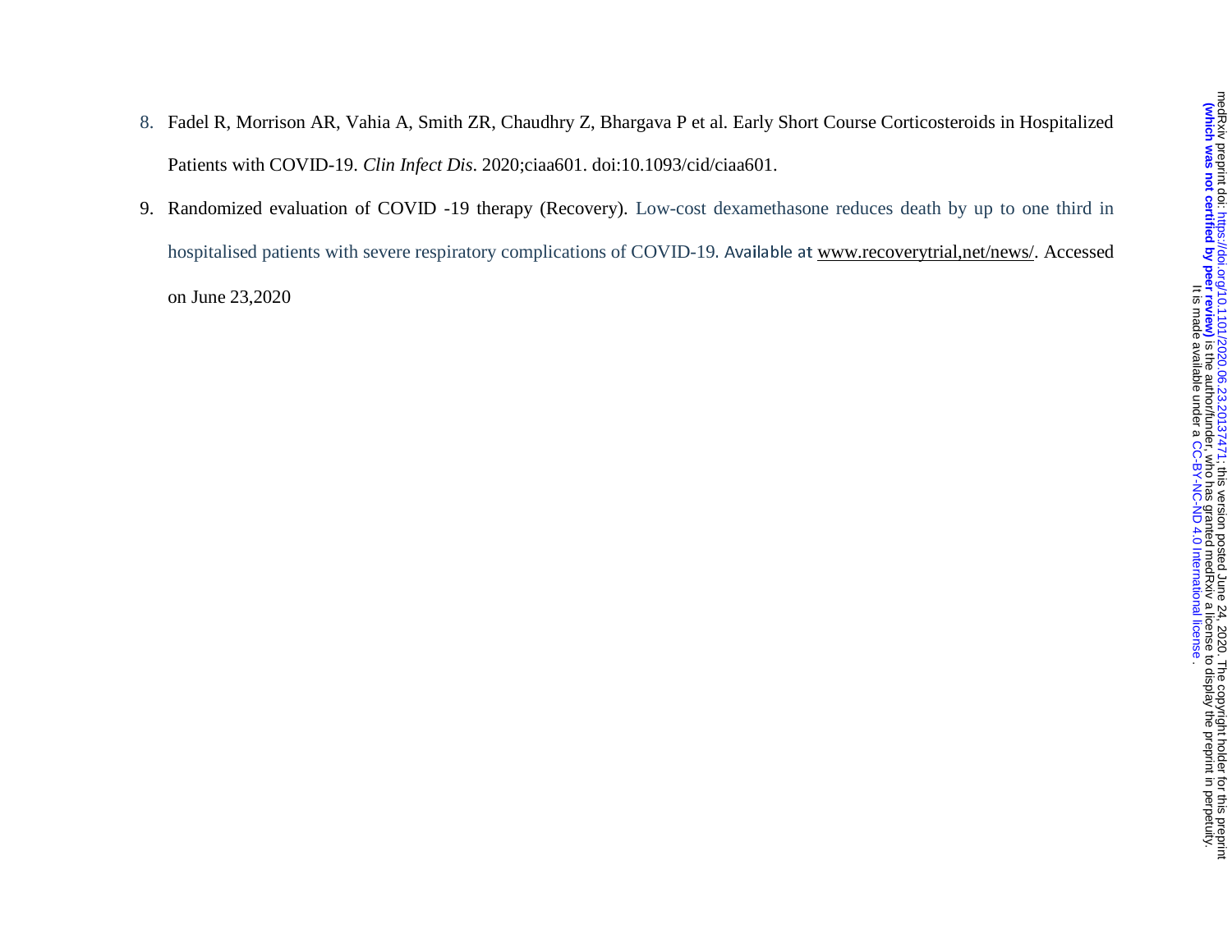8. Fadel R, Morrison AR, Vahia A, Smith ZR, Chaudhry Z, Bhargava P et al. Early Short Course Corticosteroids in Hospitalized Patients with COVID-19. *Clin Infect Dis*. 2020;ciaa601. doi:10.1093/cid/ciaa601.
9. Randomized evaluation of COVID -19 therapy (Recovery). Low-cost dexamethasone reduces death by up to one third in hospitalised patients with severe respiratory complications of COVID-19. Available at www.recoverytrial,net/news/. Accessed on June 23,2020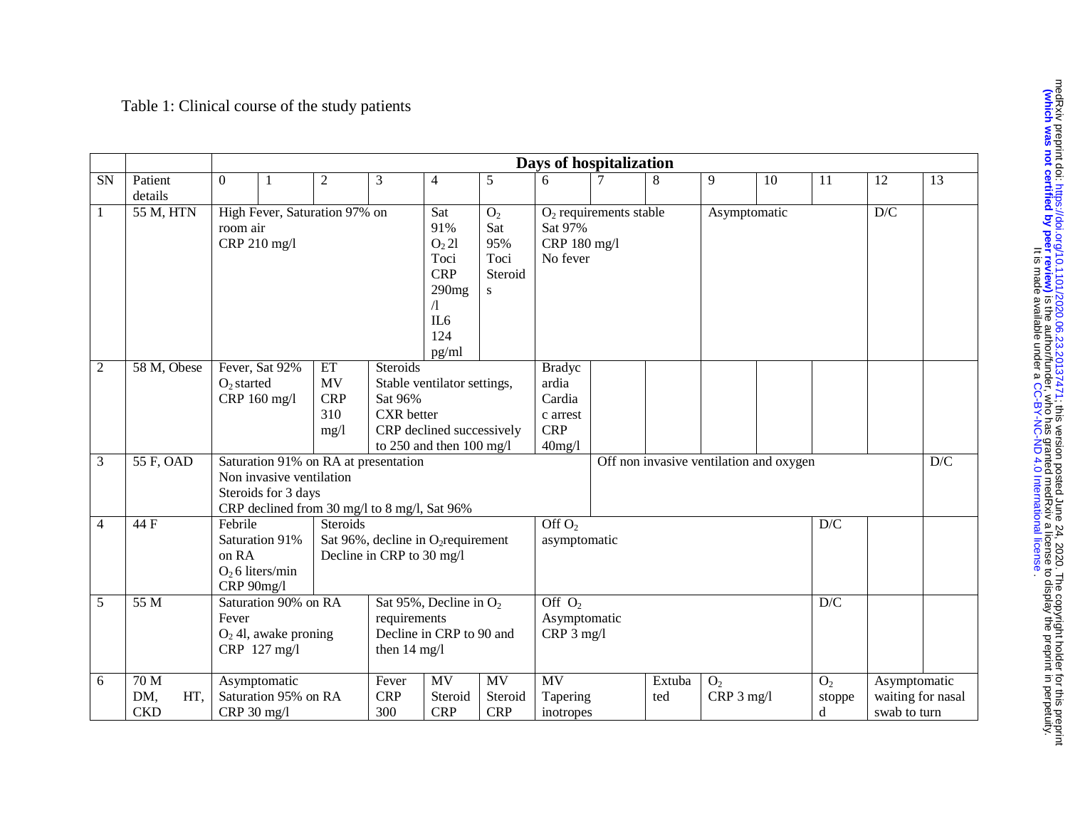Table 1: Clinical course of the study patients

| | | Days of hospitalization | | | | | | | | | | | | | |
|---|---|---|---|---|---|---|---|---|---|---|---|---|---|---|---|
| SN | Patient details | 0 | 1 | 2 | 3 | 4 | 5 | 6 | 7 | 8 | 9 | 10 | 11 | 12 | 13 |
| 1 | 55 M, HTN | High Fever, Saturation 97% on room air CRP 210 mg/l | | | | Sat 91% $O_2$ 2l Toci CRP 290mg/l IL6 124 pg/ml | $O_2$ Sat 95% Toci Steroids | $O_2$ requirements stable Sat 97% CRP 180 mg/l No fever | | | Asymptomatic | | | D/C | |
| 2 | 58 M, Obese | Fever, Sat 92% $O_2$ started CRP 160 mg/l | | ET MV CRP 310 mg/l | Steroids Stable ventilator settings, Sat 96% CXR better CRP declined successively to 250 and then 100 mg/l | | | Bradycardia Cardiac arrest CRP 40mg/l | | | | | | | |
| 3 | 55 F, OAD | Saturation 91% on RA at presentation Non invasive ventilation Steroids for 3 days CRP declined from 30 mg/l to 8 mg/l, Sat 96% | | | | | | | Off non invasive ventilation and oxygen | | | | | | D/C |
| 4 | 44 F | Febrile Saturation 91% on RA $O_2$ 6 liters/min CRP 90mg/l | | Steroids Sat 96%, decline in $O_2$requirement Decline in CRP to 30 mg/l | | | | Off $O_2$ asymptomatic | | | | | D/C | | |
| 5 | 55 M | Saturation 90% on RA Fever $O_2$ 4l, awake proning CRP 127 mg/l | | | Sat 95%, Decline in $O_2$ requirements Decline in CRP to 90 and then 14 mg/l | | | Off $O_2$ Asymptomatic CRP 3 mg/l | | | | | D/C | | |
| 6 | 70 M DM, HT, CKD | Asymptomatic Saturation 95% on RA CRP 30 mg/l | | | Fever CRP 300 | MV Steroid CRP | MV Steroid CRP | MV Tapering inotropes | | Extubated | $O_2$ CRP 3 mg/l | | $O_2$ stopped | Asymptomatic waiting for nasal swab to turn | |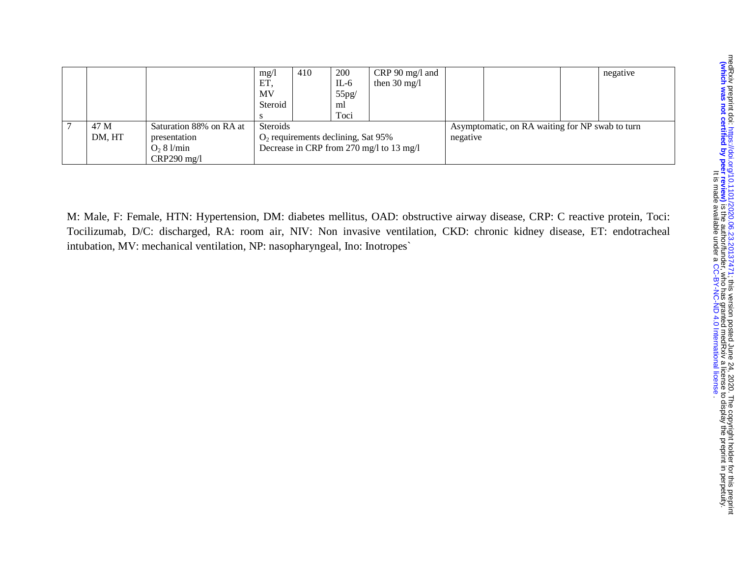| | | | | | | | | | | |
|---|---|---|---|---|---|---|---|---|---|---|
| | | | mg/l ET, MV Steroids | 410 | 200 IL-6 55pg/ml Toci | CRP 90 mg/l and then 30 mg/l | | | | negative |
| 7 | 47 M DM, HT | Saturation 88% on RA at presentation $O_2$ 8 l/min CRP290 mg/l | Steroids $O_2$ requirements declining, Sat 95% Decrease in CRP from 270 mg/l to 13 mg/l | | | | Asymptomatic, on RA waiting for NP swab to turn negative | | | |

M: Male, F: Female, HTN: Hypertension, DM: diabetes mellitus, OAD: obstructive airway disease, CRP: C reactive protein, Toci: Tocilizumab, D/C: discharged, RA: room air, NIV: Non invasive ventilation, CKD: chronic kidney disease, ET: endotracheal intubation, MV: mechanical ventilation, NP: nasopharyngeal, Ino: Inotropes`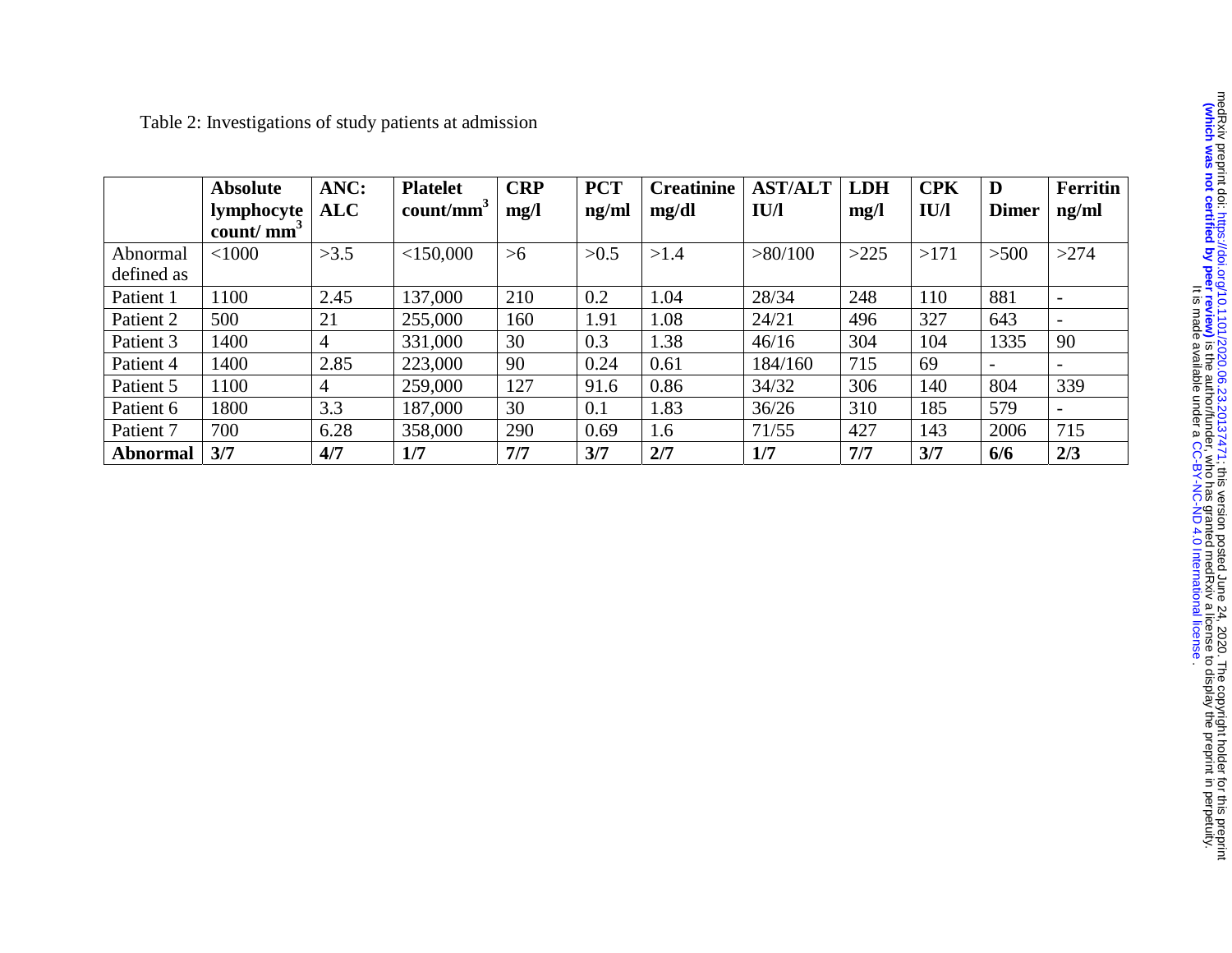Table 2: Investigations of study patients at admission

| | Absolute lymphocyte count/ $mm^3$ | ANC: ALC | Platelet count/$mm^3$ | CRP mg/l | PCT ng/ml | Creatinine mg/dl | AST/ALT IU/l | LDH mg/l | CPK IU/l | D Dimer | Ferritin ng/ml |
|---|---|---|---|---|---|---|---|---|---|---|---|
| Abnormal defined as | <1000 | >3.5 | <150,000 | >6 | >0.5 | >1.4 | >80/100 | >225 | >171 | >500 | >274 |
| Patient 1 | 1100 | 2.45 | 137,000 | 210 | 0.2 | 1.04 | 28/34 | 248 | 110 | 881 | - |
| Patient 2 | 500 | 21 | 255,000 | 160 | 1.91 | 1.08 | 24/21 | 496 | 327 | 643 | - |
| Patient 3 | 1400 | 4 | 331,000 | 30 | 0.3 | 1.38 | 46/16 | 304 | 104 | 1335 | 90 |
| Patient 4 | 1400 | 2.85 | 223,000 | 90 | 0.24 | 0.61 | 184/160 | 715 | 69 | - | - |
| Patient 5 | 1100 | 4 | 259,000 | 127 | 91.6 | 0.86 | 34/32 | 306 | 140 | 804 | 339 |
| Patient 6 | 1800 | 3.3 | 187,000 | 30 | 0.1 | 1.83 | 36/26 | 310 | 185 | 579 | - |
| Patient 7 | 700 | 6.28 | 358,000 | 290 | 0.69 | 1.6 | 71/55 | 427 | 143 | 2006 | 715 |
| **Abnormal** | **3/7** | **4/7** | **1/7** | **7/7** | **3/7** | **2/7** | **1/7** | **7/7** | **3/7** | **6/6** | **2/3** |